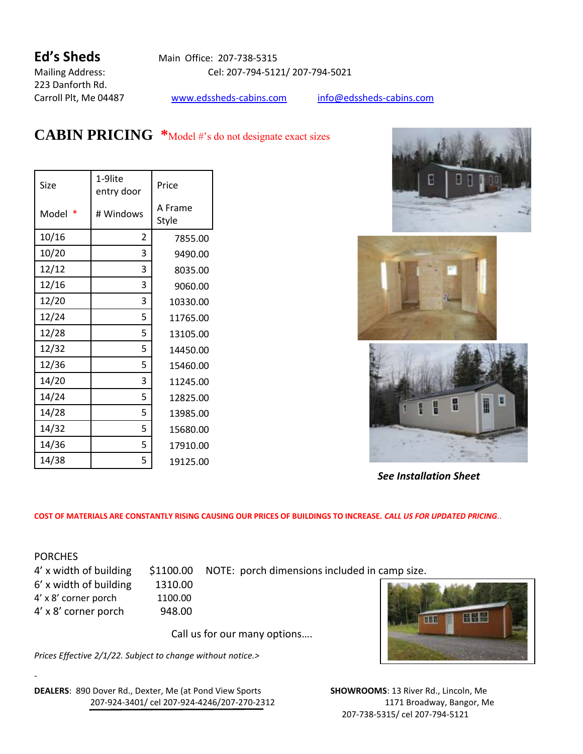**Ed's Sheds**

Main Office: 207-738-5315

Mailing Address:
223 Danforth Rd.
Carroll Plt, Me 04487

Cel: 207-794-5121/ 207-794-5021

www.edssheds-cabins.com    info@edssheds-cabins.com

# CABIN PRICING *Model #'s do not designate exact sizes

| Size<br><br>Model * | 1-9lite entry door<br><br># Windows | Price<br><br>A Frame Style |
|---|---|---|
| 10/16 | 2 | 7855.00 |
| 10/20 | 3 | 9490.00 |
| 12/12 | 3 | 8035.00 |
| 12/16 | 3 | 9060.00 |
| 12/20 | 3 | 10330.00 |
| 12/24 | 5 | 11765.00 |
| 12/28 | 5 | 13105.00 |
| 12/32 | 5 | 14450.00 |
| 12/36 | 5 | 15460.00 |
| 14/20 | 3 | 11245.00 |
| 14/24 | 5 | 12825.00 |
| 14/28 | 5 | 13985.00 |
| 14/32 | 5 | 15680.00 |
| 14/36 | 5 | 17910.00 |
| 14/38 | 5 | 19125.00 |

***See Installation Sheet***

**COST OF MATERIALS ARE CONSTANTLY RISING CAUSING OUR PRICES OF BUILDINGS TO INCREASE. *CALL US FOR UPDATED PRICING*..**

PORCHES

| | | |
|---|---|---|
| 4' x width of building | $1100.00 | NOTE: porch dimensions included in camp size. |
| 6' x width of building | 1310.00 | |
| 4' x 8' corner porch | 1100.00 | |
| 4' x 8' corner porch | 948.00 | |

Call us for our many options….

*Prices Effective 2/1/22. Subject to change without notice.>*

-

**DEALERS**: 890 Dover Rd., Dexter, Me (at Pond View Sports
207-924-3401/ cel 207-924-4246/207-270-2312

**SHOWROOMS**: 13 River Rd., Lincoln, Me
1171 Broadway, Bangor, Me
207-738-5315/ cel 207-794-5121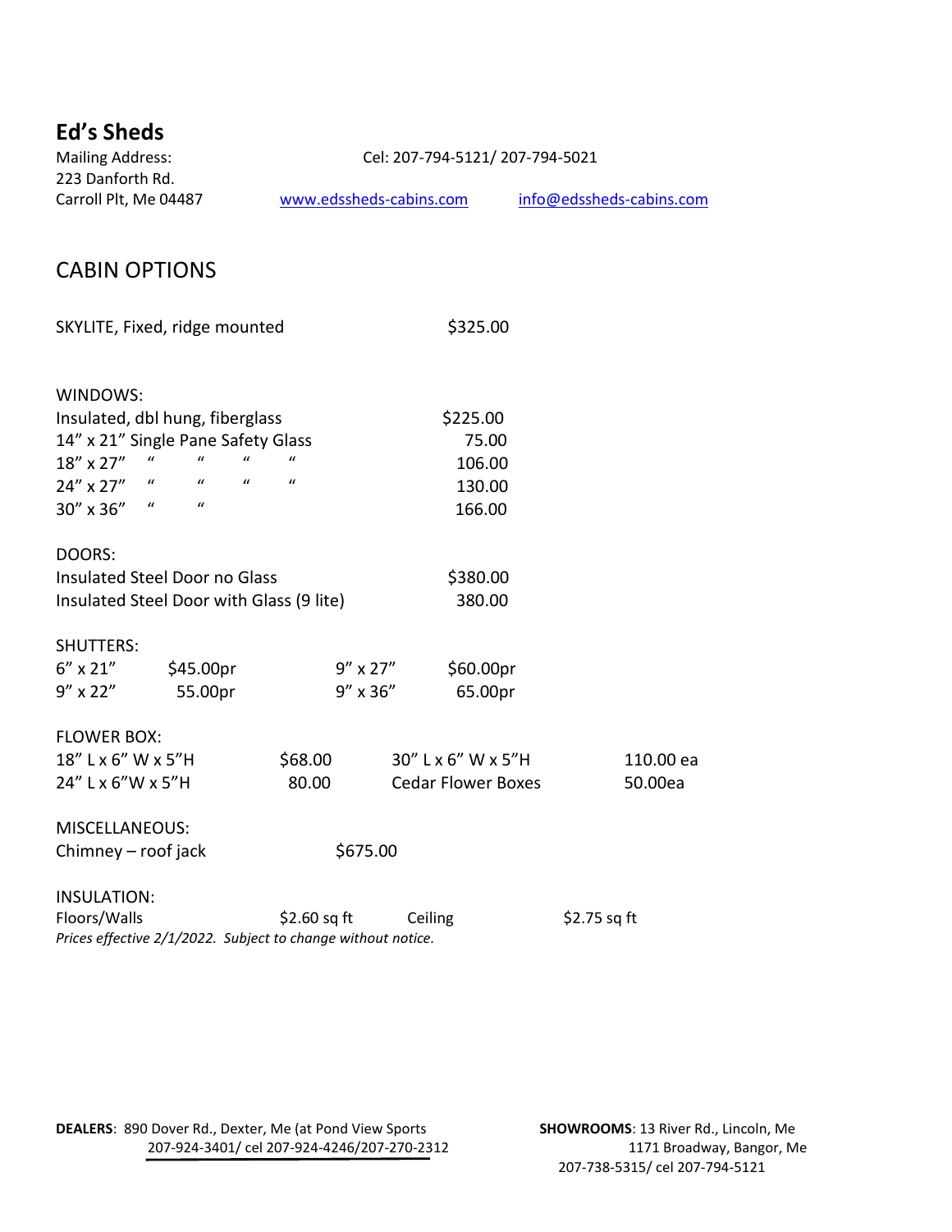# Ed's Sheds

Mailing Address:
223 Danforth Rd.
Carroll Plt, Me 04487

Cel: 207-794-5121/ 207-794-5021

www.edssheds-cabins.com  info@edssheds-cabins.com

## CABIN OPTIONS

| | |
|---|---|
| SKYLITE, Fixed, ridge mounted | $325.00 |

**WINDOWS:**

| | |
|---|---|
| Insulated, dbl hung, fiberglass | $225.00 |
| 14" x 21" Single Pane Safety Glass | 75.00 |
| 18" x 27" " " " " | 106.00 |
| 24" x 27" " " " " | 130.00 |
| 30" x 36" " " | 166.00 |

**DOORS:**

| | |
|---|---|
| Insulated Steel Door no Glass | $380.00 |
| Insulated Steel Door with Glass (9 lite) | 380.00 |

**SHUTTERS:**

| | | | |
|---|---|---|---|
| 6" x 21" | $45.00pr | 9" x 27" | $60.00pr |
| 9" x 22" | 55.00pr | 9" x 36" | 65.00pr |

**FLOWER BOX:**

| | | | |
|---|---|---|---|
| 18" L x 6" W x 5"H | $68.00 | 30" L x 6" W x 5"H | 110.00 ea |
| 24" L x 6"W x 5"H | 80.00 | Cedar Flower Boxes | 50.00ea |

**MISCELLANEOUS:**

| | |
|---|---|
| Chimney – roof jack | $675.00 |

**INSULATION:**

| | | | |
|---|---|---|---|
| Floors/Walls | $2.60 sq ft | Ceiling | $2.75 sq ft |

*Prices effective 2/1/2022. Subject to change without notice.*

**DEALERS**: 890 Dover Rd., Dexter, Me (at Pond View Sports
207-924-3401/ cel 207-924-4246/207-270-2312

**SHOWROOMS**: 13 River Rd., Lincoln, Me
1171 Broadway, Bangor, Me
207-738-5315/ cel 207-794-5121